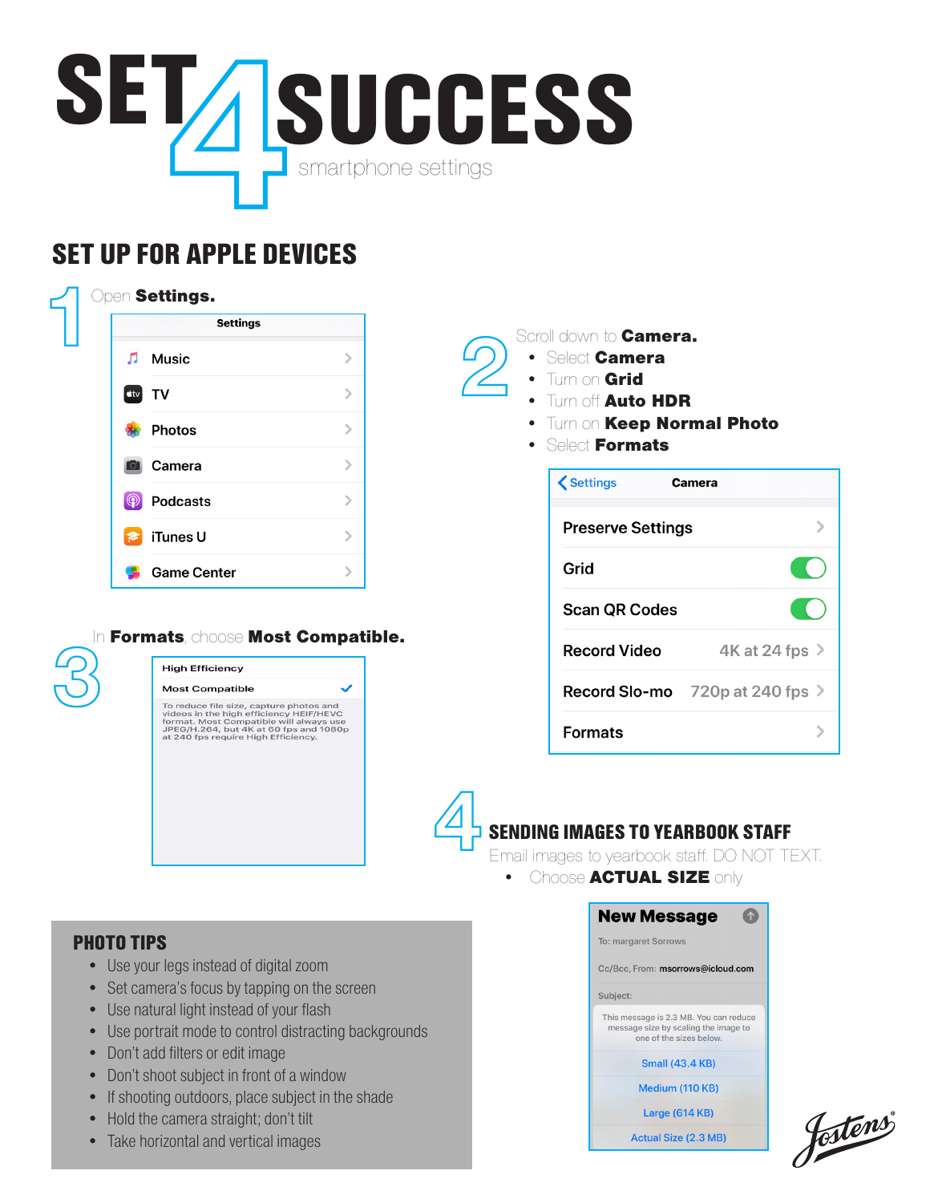# SET 4 SUCCESS

smartphone settings

## SET UP FOR APPLE DEVICES

### 1

Open **Settings.**

Settings

- Music
- TV
- Photos
- Camera
- Podcasts
- iTunes U
- Game Center

### 2

Scroll down to **Camera.**

- Select **Camera**
- Turn on **Grid**
- Turn off **Auto HDR**
- Turn on **Keep Normal Photo**
- Select **Formats**

Settings — Camera

| Setting | Value |
|---|---|
| Preserve Settings | |
| Grid | On |
| Scan QR Codes | On |
| Record Video | 4K at 24 fps |
| Record Slo-mo | 720p at 240 fps |
| Formats | |

### 3

In **Formats**, choose **Most Compatible.**

- High Efficiency
- Most Compatible ✓

To reduce file size, capture photos and videos in the high efficiency HEIF/HEVC format. Most Compatible will always use JPEG/H.264, but 4K at 60 fps and 1080p at 240 fps require High Efficiency.

### 4

## SENDING IMAGES TO YEARBOOK STAFF

Email images to yearbook staff. DO NOT TEXT.

- Choose **ACTUAL SIZE** only

New Message

To: margaret Sorrows

Cc/Bcc, From: msorrows@icloud.com

Subject:

This message is 2.3 MB. You can reduce message size by scaling the image to one of the sizes below.

- Small (43.4 KB)
- Medium (110 KB)
- Large (614 KB)
- Actual Size (2.3 MB)

## PHOTO TIPS

- Use your legs instead of digital zoom
- Set camera's focus by tapping on the screen
- Use natural light instead of your flash
- Use portrait mode to control distracting backgrounds
- Don't add filters or edit image
- Don't shoot subject in front of a window
- If shooting outdoors, place subject in the shade
- Hold the camera straight; don't tilt
- Take horizontal and vertical images

Jostens®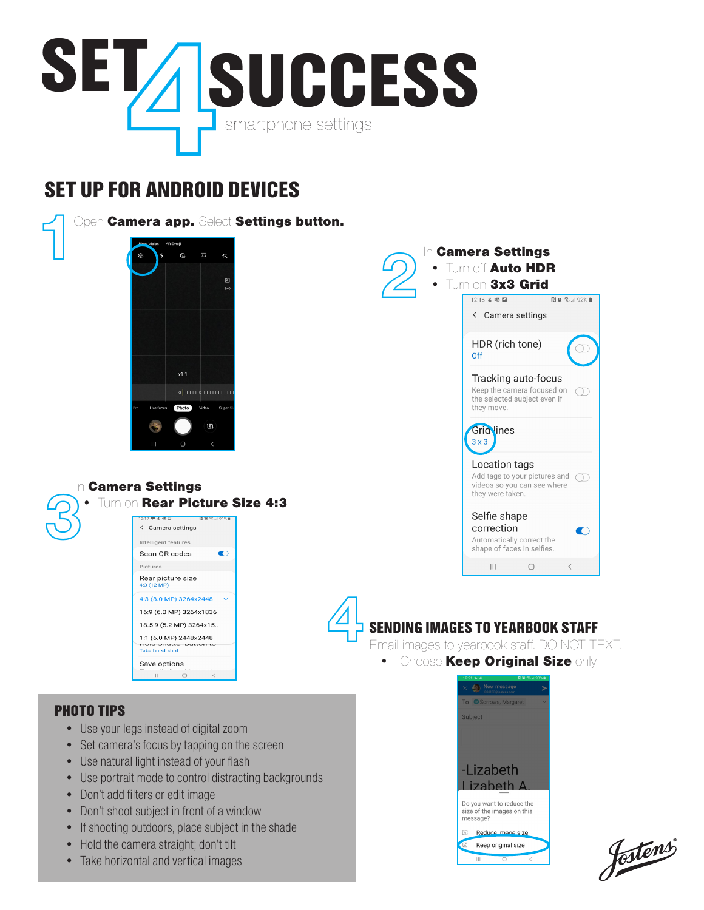# SET 4 SUCCESS

smartphone settings

## SET UP FOR ANDROID DEVICES

1 Open **Camera app.** Select **Settings button.**

2 In **Camera Settings**

- Turn off **Auto HDR**
- Turn on **3x3 Grid**

3 In **Camera Settings**

- Turn on **Rear Picture Size 4:3**

4 **SENDING IMAGES TO YEARBOOK STAFF**

Email images to yearbook staff. DO NOT TEXT.

- Choose **Keep Original Size** only

### PHOTO TIPS

- Use your legs instead of digital zoom
- Set camera's focus by tapping on the screen
- Use natural light instead of your flash
- Use portrait mode to control distracting backgrounds
- Don't add filters or edit image
- Don't shoot subject in front of a window
- If shooting outdoors, place subject in the shade
- Hold the camera straight; don't tilt
- Take horizontal and vertical images

Jostens